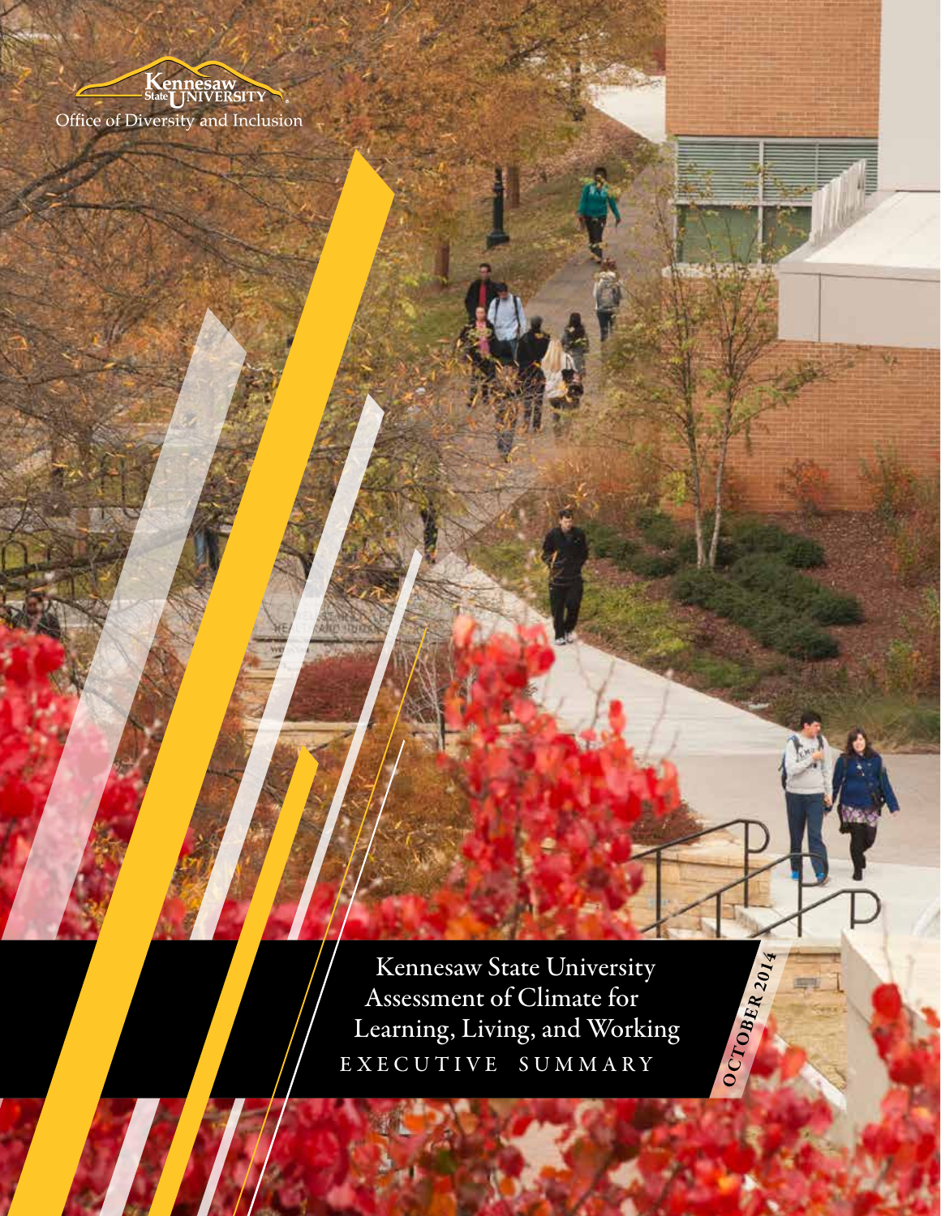Kennesaw State University

Office of Diversity and Inclusion

# Kennesaw State University Assessment of Climate for Learning, Living, and Working

## EXECUTIVE SUMMARY

OCTOBER 2014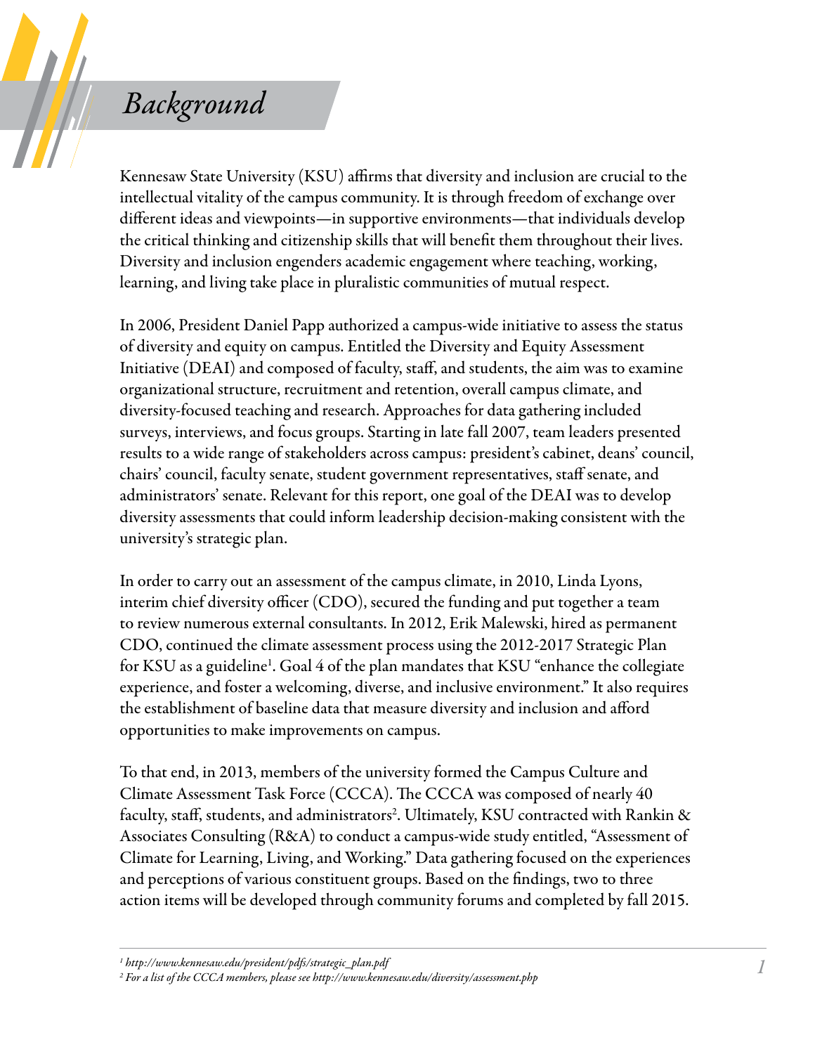# *Background*

Kennesaw State University (KSU) affirms that diversity and inclusion are crucial to the intellectual vitality of the campus community. It is through freedom of exchange over different ideas and viewpoints—in supportive environments—that individuals develop the critical thinking and citizenship skills that will benefit them throughout their lives. Diversity and inclusion engenders academic engagement where teaching, working, learning, and living take place in pluralistic communities of mutual respect.

In 2006, President Daniel Papp authorized a campus-wide initiative to assess the status of diversity and equity on campus. Entitled the Diversity and Equity Assessment Initiative (DEAI) and composed of faculty, staff, and students, the aim was to examine organizational structure, recruitment and retention, overall campus climate, and diversity-focused teaching and research. Approaches for data gathering included surveys, interviews, and focus groups. Starting in late fall 2007, team leaders presented results to a wide range of stakeholders across campus: president's cabinet, deans' council, chairs' council, faculty senate, student government representatives, staff senate, and administrators' senate. Relevant for this report, one goal of the DEAI was to develop diversity assessments that could inform leadership decision-making consistent with the university's strategic plan.

In order to carry out an assessment of the campus climate, in 2010, Linda Lyons, interim chief diversity officer (CDO), secured the funding and put together a team to review numerous external consultants. In 2012, Erik Malewski, hired as permanent CDO, continued the climate assessment process using the 2012-2017 Strategic Plan for KSU as a guideline[1]. Goal 4 of the plan mandates that KSU "enhance the collegiate experience, and foster a welcoming, diverse, and inclusive environment." It also requires the establishment of baseline data that measure diversity and inclusion and afford opportunities to make improvements on campus.

To that end, in 2013, members of the university formed the Campus Culture and Climate Assessment Task Force (CCCA). The CCCA was composed of nearly 40 faculty, staff, students, and administrators[2]. Ultimately, KSU contracted with Rankin & Associates Consulting (R&A) to conduct a campus-wide study entitled, "Assessment of Climate for Learning, Living, and Working." Data gathering focused on the experiences and perceptions of various constituent groups. Based on the findings, two to three action items will be developed through community forums and completed by fall 2015.

---

[1] *http://www.kennesaw.edu/president/pdfs/strategic_plan.pdf*

[2] *For a list of the CCCA members, please see http://www.kennesaw.edu/diversity/assessment.php*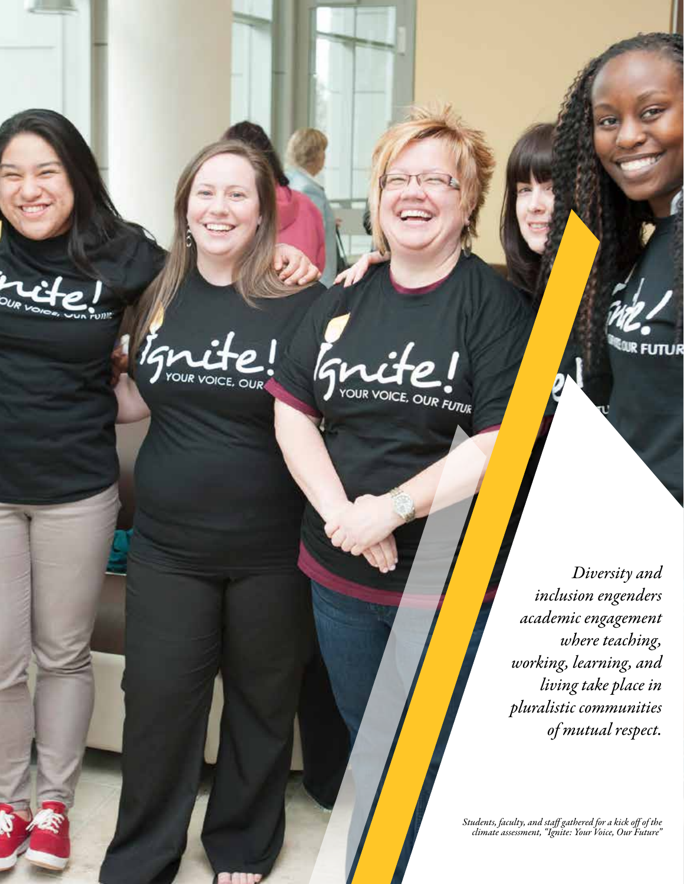*Diversity and inclusion engenders academic engagement where teaching, working, learning, and living take place in pluralistic communities of mutual respect.*

*Students, faculty, and staff gathered for a kick off of the climate assessment, "Ignite: Your Voice, Our Future"*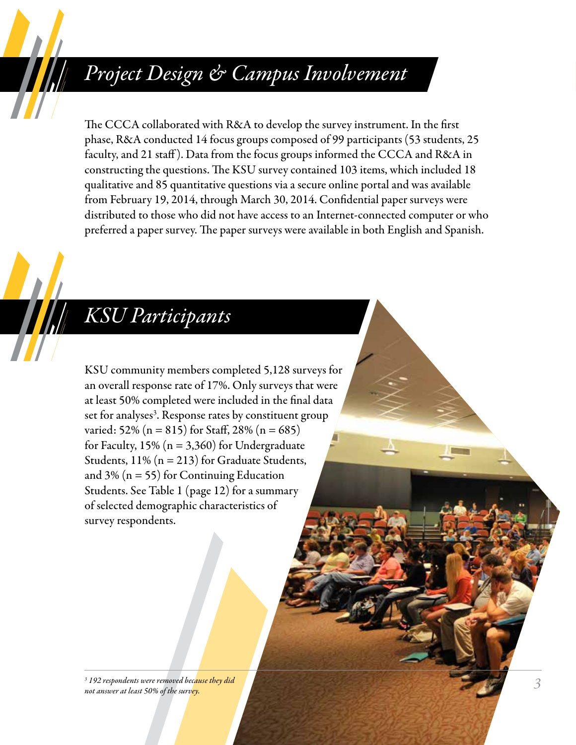## *Project Design & Campus Involvement*

The CCCA collaborated with R&A to develop the survey instrument. In the first phase, R&A conducted 14 focus groups composed of 99 participants (53 students, 25 faculty, and 21 staff). Data from the focus groups informed the CCCA and R&A in constructing the questions. The KSU survey contained 103 items, which included 18 qualitative and 85 quantitative questions via a secure online portal and was available from February 19, 2014, through March 30, 2014. Confidential paper surveys were distributed to those who did not have access to an Internet-connected computer or who preferred a paper survey. The paper surveys were available in both English and Spanish.

## *KSU Participants*

KSU community members completed 5,128 surveys for an overall response rate of 17%. Only surveys that were at least 50% completed were included in the final data set for analyses[3]. Response rates by constituent group varied: 52% (n = 815) for Staff, 28% (n = 685) for Faculty, 15% (n = 3,360) for Undergraduate Students, 11% (n = 213) for Graduate Students, and 3% (n = 55) for Continuing Education Students. See Table 1 (page 12) for a summary of selected demographic characteristics of survey respondents.

*[3] 192 respondents were removed because they did not answer at least 50% of the survey.*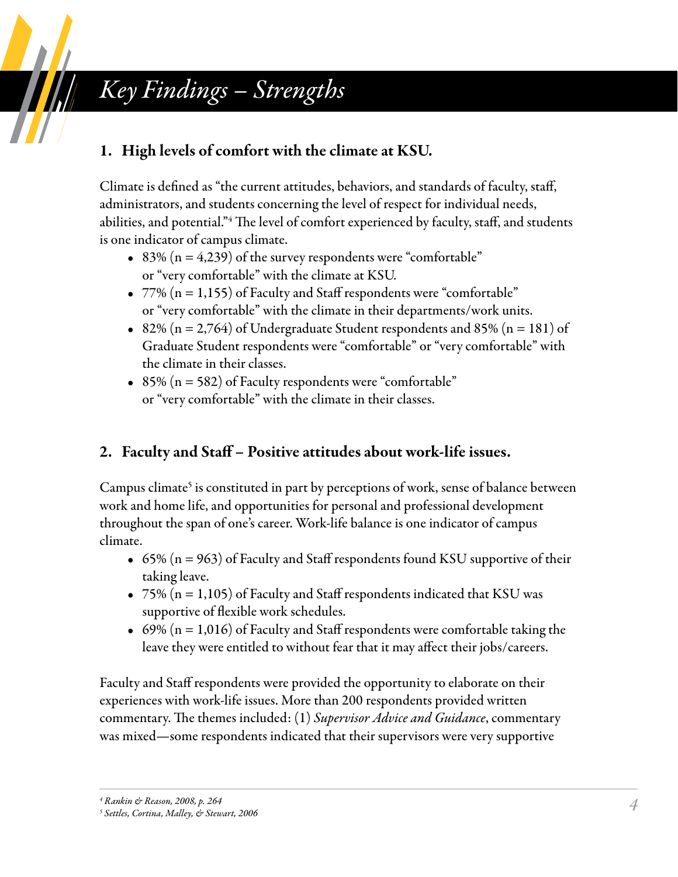# Key Findings – Strengths

## 1. High levels of comfort with the climate at KSU.

Climate is defined as "the current attitudes, behaviors, and standards of faculty, staff, administrators, and students concerning the level of respect for individual needs, abilities, and potential."[4] The level of comfort experienced by faculty, staff, and students is one indicator of campus climate.

- 83% (n = 4,239) of the survey respondents were "comfortable" or "very comfortable" with the climate at KSU.
- 77% (n = 1,155) of Faculty and Staff respondents were "comfortable" or "very comfortable" with the climate in their departments/work units.
- 82% (n = 2,764) of Undergraduate Student respondents and 85% (n = 181) of Graduate Student respondents were "comfortable" or "very comfortable" with the climate in their classes.
- 85% (n = 582) of Faculty respondents were "comfortable" or "very comfortable" with the climate in their classes.

## 2. Faculty and Staff – Positive attitudes about work-life issues.

Campus climate[5] is constituted in part by perceptions of work, sense of balance between work and home life, and opportunities for personal and professional development throughout the span of one's career. Work-life balance is one indicator of campus climate.

- 65% (n = 963) of Faculty and Staff respondents found KSU supportive of their taking leave.
- 75% (n = 1,105) of Faculty and Staff respondents indicated that KSU was supportive of flexible work schedules.
- 69% (n = 1,016) of Faculty and Staff respondents were comfortable taking the leave they were entitled to without fear that it may affect their jobs/careers.

Faculty and Staff respondents were provided the opportunity to elaborate on their experiences with work-life issues. More than 200 respondents provided written commentary. The themes included: (1) *Supervisor Advice and Guidance*, commentary was mixed—some respondents indicated that their supervisors were very supportive

---

*[4] Rankin & Reason, 2008, p. 264*
*[5] Settles, Cortina, Malley, & Stewart, 2006*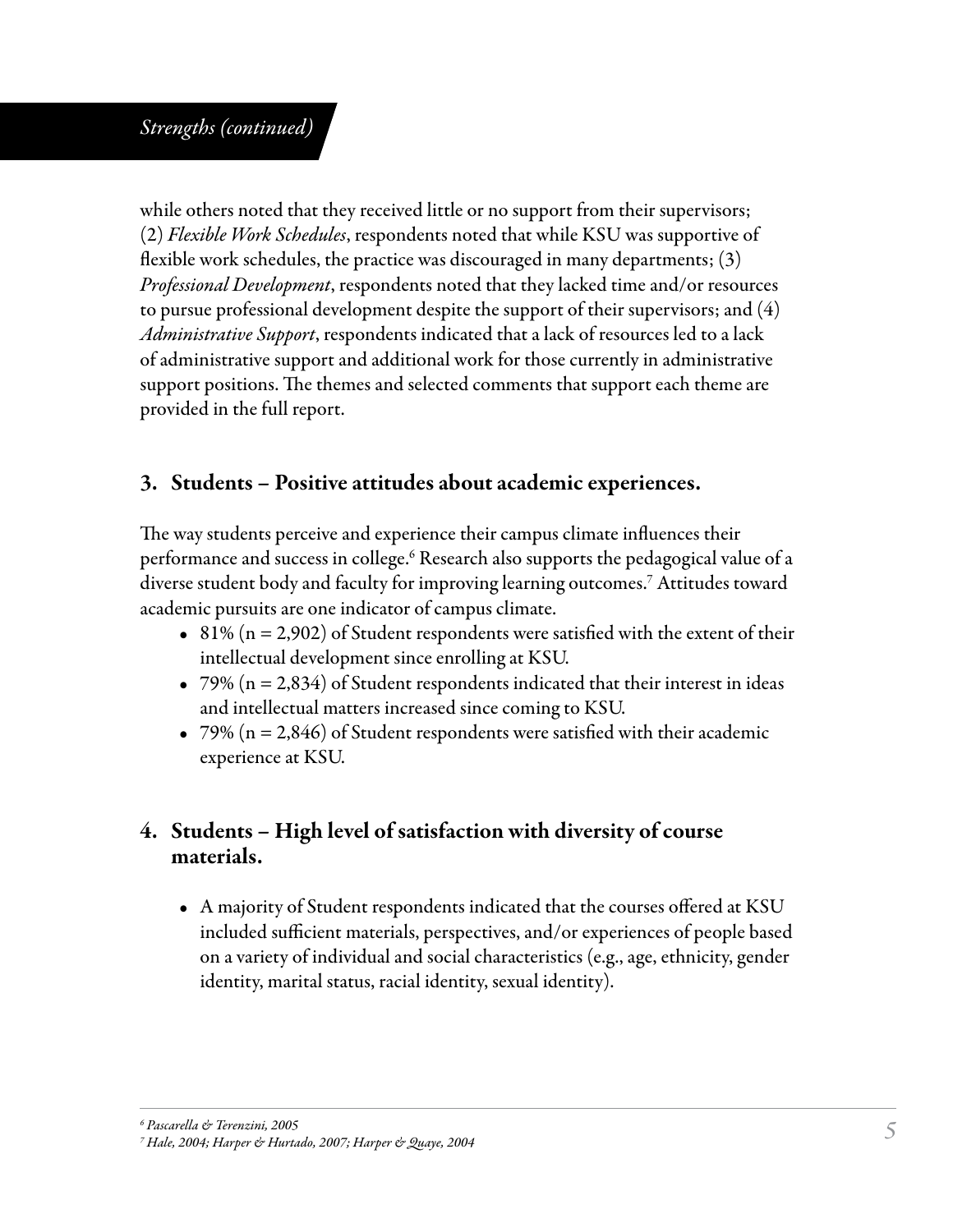*Strengths (continued)*

while others noted that they received little or no support from their supervisors; (2) *Flexible Work Schedules*, respondents noted that while KSU was supportive of flexible work schedules, the practice was discouraged in many departments; (3) *Professional Development*, respondents noted that they lacked time and/or resources to pursue professional development despite the support of their supervisors; and (4) *Administrative Support*, respondents indicated that a lack of resources led to a lack of administrative support and additional work for those currently in administrative support positions. The themes and selected comments that support each theme are provided in the full report.

## 3. Students – Positive attitudes about academic experiences.

The way students perceive and experience their campus climate influences their performance and success in college.[6] Research also supports the pedagogical value of a diverse student body and faculty for improving learning outcomes.[7] Attitudes toward academic pursuits are one indicator of campus climate.

- 81% (n = 2,902) of Student respondents were satisfied with the extent of their intellectual development since enrolling at KSU.
- 79% (n = 2,834) of Student respondents indicated that their interest in ideas and intellectual matters increased since coming to KSU.
- 79% (n = 2,846) of Student respondents were satisfied with their academic experience at KSU.

## 4. Students – High level of satisfaction with diversity of course materials.

- A majority of Student respondents indicated that the courses offered at KSU included sufficient materials, perspectives, and/or experiences of people based on a variety of individual and social characteristics (e.g., age, ethnicity, gender identity, marital status, racial identity, sexual identity).

[6] *Pascarella & Terenzini, 2005*
[7] *Hale, 2004; Harper & Hurtado, 2007; Harper & Quaye, 2004*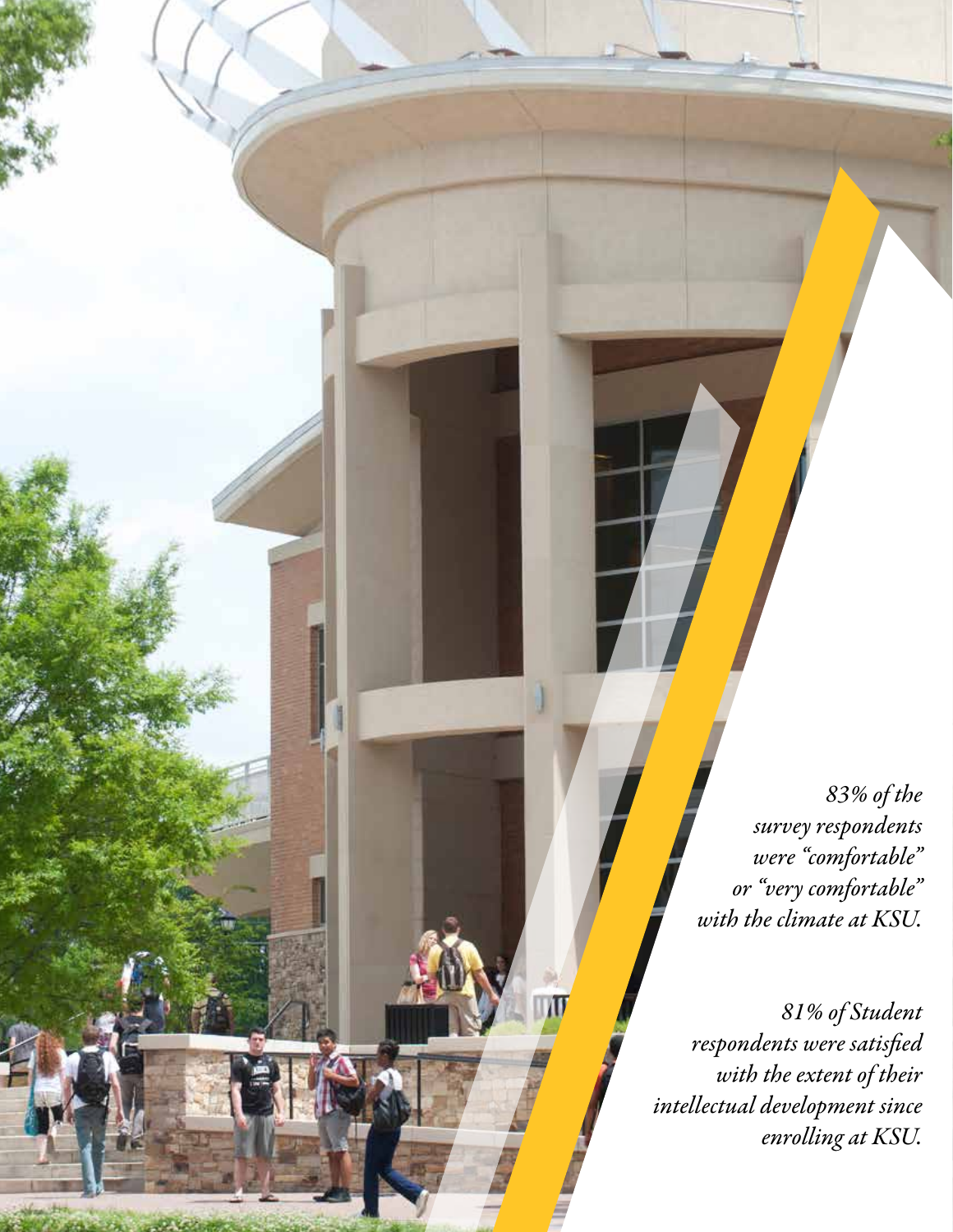*83% of the survey respondents were "comfortable" or "very comfortable" with the climate at KSU.*

*81% of Student respondents were satisfied with the extent of their intellectual development since enrolling at KSU.*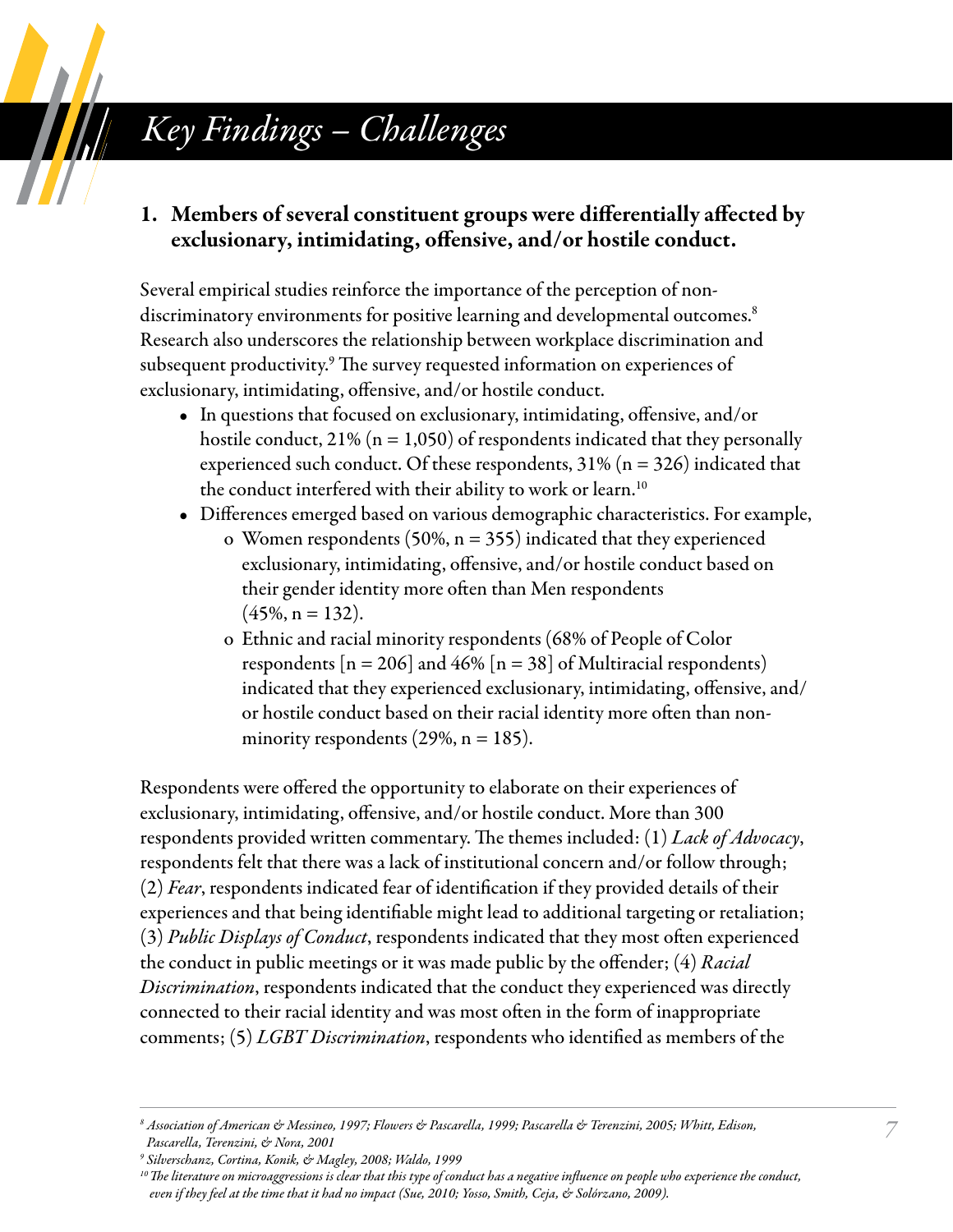# *Key Findings – Challenges*

### 1. Members of several constituent groups were differentially affected by exclusionary, intimidating, offensive, and/or hostile conduct.

Several empirical studies reinforce the importance of the perception of non-discriminatory environments for positive learning and developmental outcomes.[8] Research also underscores the relationship between workplace discrimination and subsequent productivity.[9] The survey requested information on experiences of exclusionary, intimidating, offensive, and/or hostile conduct.

- In questions that focused on exclusionary, intimidating, offensive, and/or hostile conduct, 21% (n = 1,050) of respondents indicated that they personally experienced such conduct. Of these respondents, 31% (n = 326) indicated that the conduct interfered with their ability to work or learn.[10]
- Differences emerged based on various demographic characteristics. For example,
    - Women respondents (50%, n = 355) indicated that they experienced exclusionary, intimidating, offensive, and/or hostile conduct based on their gender identity more often than Men respondents (45%, n = 132).
    - Ethnic and racial minority respondents (68% of People of Color respondents [n = 206] and 46% [n = 38] of Multiracial respondents) indicated that they experienced exclusionary, intimidating, offensive, and/or hostile conduct based on their racial identity more often than non-minority respondents (29%, n = 185).

Respondents were offered the opportunity to elaborate on their experiences of exclusionary, intimidating, offensive, and/or hostile conduct. More than 300 respondents provided written commentary. The themes included: (1) *Lack of Advocacy*, respondents felt that there was a lack of institutional concern and/or follow through; (2) *Fear*, respondents indicated fear of identification if they provided details of their experiences and that being identifiable might lead to additional targeting or retaliation; (3) *Public Displays of Conduct*, respondents indicated that they most often experienced the conduct in public meetings or it was made public by the offender; (4) *Racial Discrimination*, respondents indicated that the conduct they experienced was directly connected to their racial identity and was most often in the form of inappropriate comments; (5) *LGBT Discrimination*, respondents who identified as members of the

---

[8] *Association of American & Messineo, 1997; Flowers & Pascarella, 1999; Pascarella & Terenzini, 2005; Whitt, Edison, Pascarella, Terenzini, & Nora, 2001*

[9] *Silverschanz, Cortina, Konik, & Magley, 2008; Waldo, 1999*

[10] *The literature on microaggressions is clear that this type of conduct has a negative influence on people who experience the conduct, even if they feel at the time that it had no impact (Sue, 2010; Yosso, Smith, Ceja, & Solórzano, 2009).*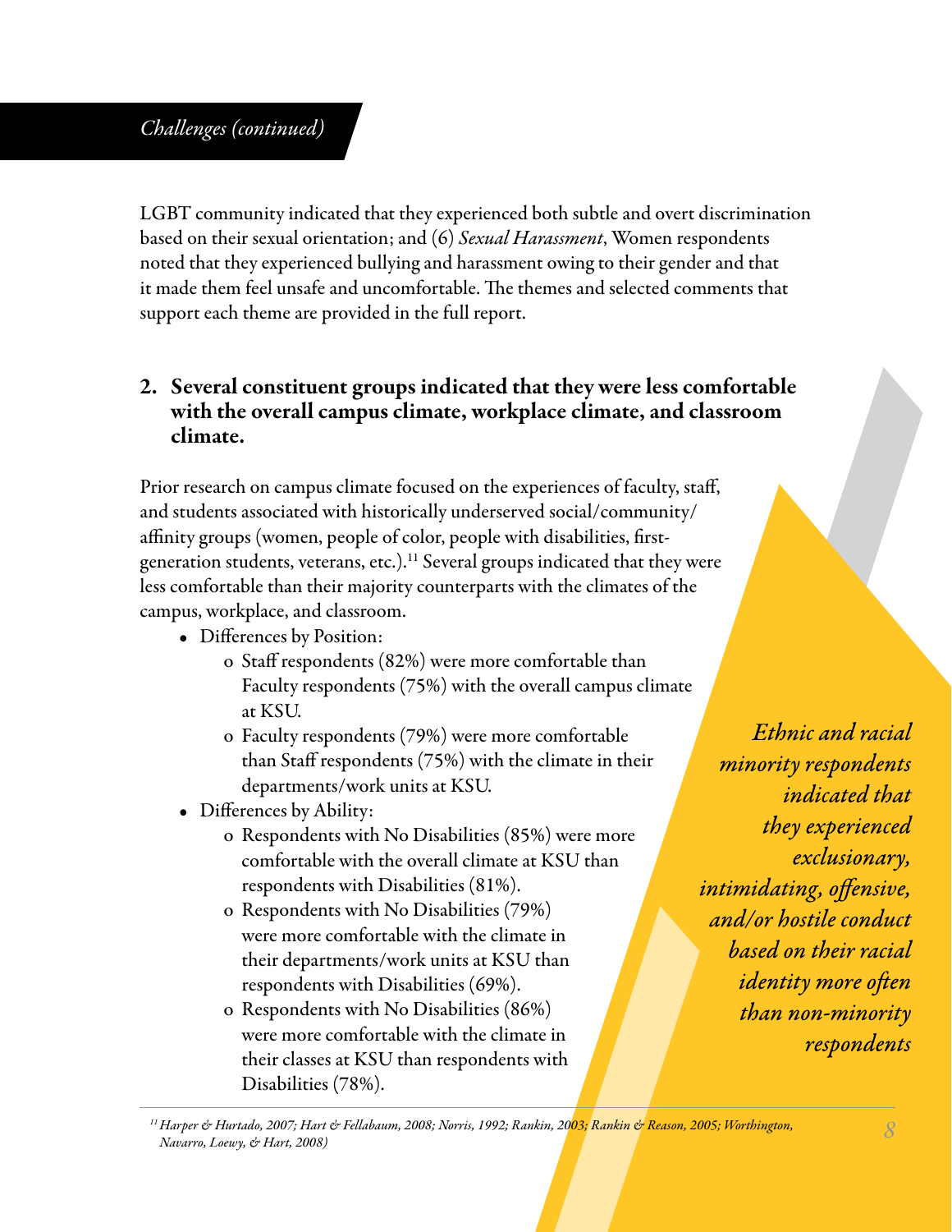*Challenges (continued)*

LGBT community indicated that they experienced both subtle and overt discrimination based on their sexual orientation; and (6) *Sexual Harassment*, Women respondents noted that they experienced bullying and harassment owing to their gender and that it made them feel unsafe and uncomfortable. The themes and selected comments that support each theme are provided in the full report.

## 2. Several constituent groups indicated that they were less comfortable with the overall campus climate, workplace climate, and classroom climate.

Prior research on campus climate focused on the experiences of faculty, staff, and students associated with historically underserved social/community/affinity groups (women, people of color, people with disabilities, first-generation students, veterans, etc.).[11] Several groups indicated that they were less comfortable than their majority counterparts with the climates of the campus, workplace, and classroom.

- Differences by Position:
  - Staff respondents (82%) were more comfortable than Faculty respondents (75%) with the overall campus climate at KSU.
  - Faculty respondents (79%) were more comfortable than Staff respondents (75%) with the climate in their departments/work units at KSU.
- Differences by Ability:
  - Respondents with No Disabilities (85%) were more comfortable with the overall climate at KSU than respondents with Disabilities (81%).
  - Respondents with No Disabilities (79%) were more comfortable with the climate in their departments/work units at KSU than respondents with Disabilities (69%).
  - Respondents with No Disabilities (86%) were more comfortable with the climate in their classes at KSU than respondents with Disabilities (78%).

*Ethnic and racial minority respondents indicated that they experienced exclusionary, intimidating, offensive, and/or hostile conduct based on their racial identity more often than non-minority respondents*

[11] *Harper & Hurtado, 2007; Hart & Fellabaum, 2008; Norris, 1992; Rankin, 2003; Rankin & Reason, 2005; Worthington, Navarro, Loewy, & Hart, 2008)*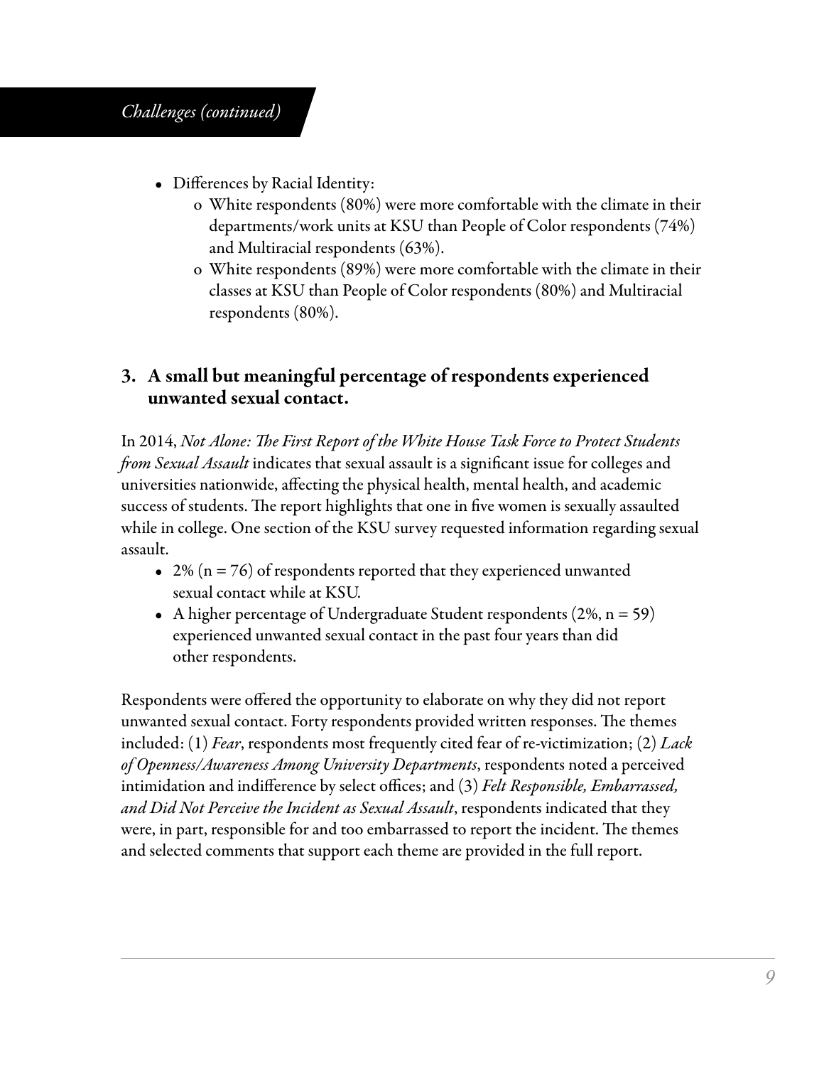*Challenges (continued)*

- Differences by Racial Identity:
  - White respondents (80%) were more comfortable with the climate in their departments/work units at KSU than People of Color respondents (74%) and Multiracial respondents (63%).
  - White respondents (89%) were more comfortable with the climate in their classes at KSU than People of Color respondents (80%) and Multiracial respondents (80%).

### 3. A small but meaningful percentage of respondents experienced unwanted sexual contact.

In 2014, *Not Alone: The First Report of the White House Task Force to Protect Students from Sexual Assault* indicates that sexual assault is a significant issue for colleges and universities nationwide, affecting the physical health, mental health, and academic success of students. The report highlights that one in five women is sexually assaulted while in college. One section of the KSU survey requested information regarding sexual assault.

- 2% (n = 76) of respondents reported that they experienced unwanted sexual contact while at KSU.
- A higher percentage of Undergraduate Student respondents (2%, n = 59) experienced unwanted sexual contact in the past four years than did other respondents.

Respondents were offered the opportunity to elaborate on why they did not report unwanted sexual contact. Forty respondents provided written responses. The themes included: (1) *Fear*, respondents most frequently cited fear of re-victimization; (2) *Lack of Openness/Awareness Among University Departments*, respondents noted a perceived intimidation and indifference by select offices; and (3) *Felt Responsible, Embarrassed, and Did Not Perceive the Incident as Sexual Assault*, respondents indicated that they were, in part, responsible for and too embarrassed to report the incident. The themes and selected comments that support each theme are provided in the full report.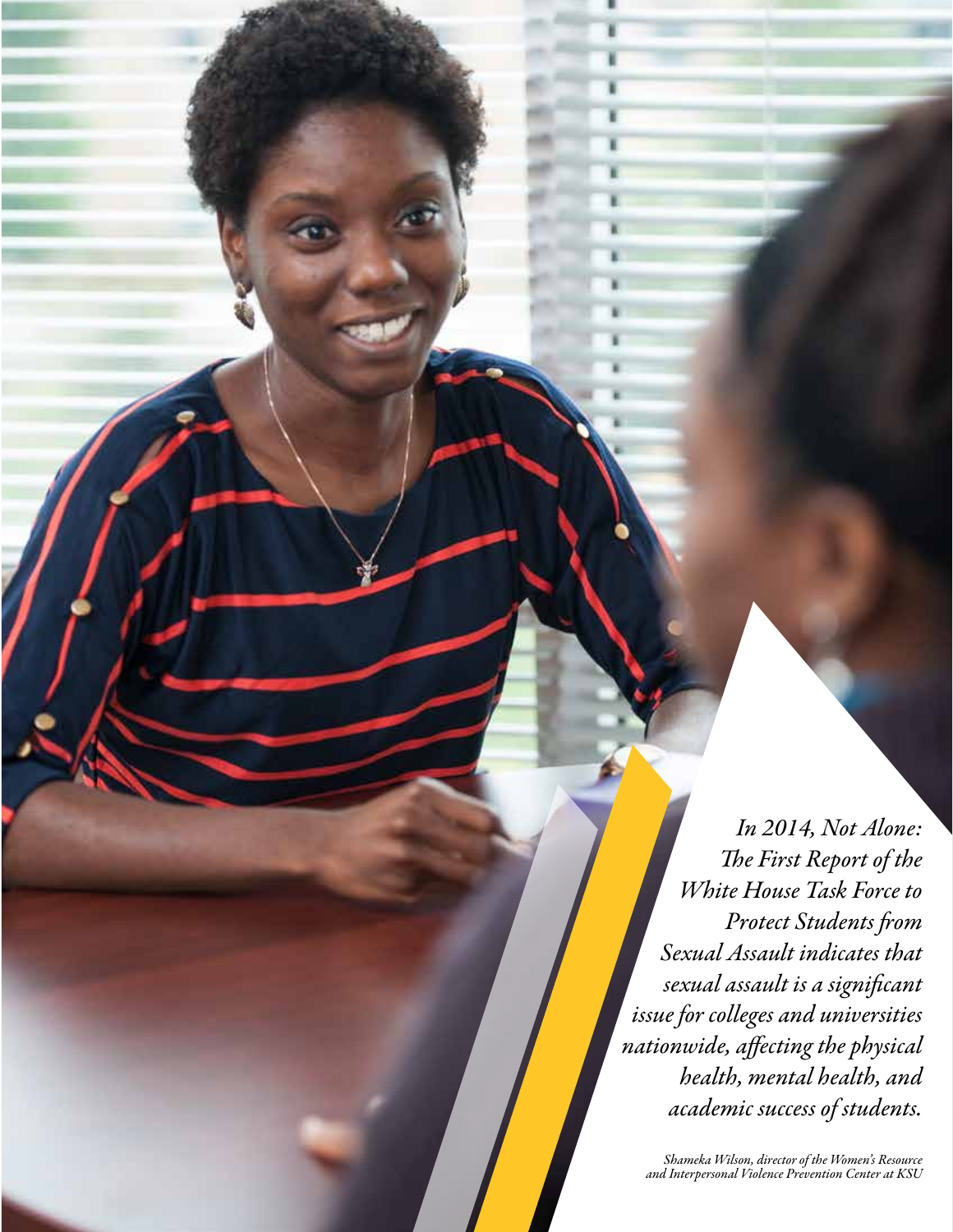*In 2014, Not Alone: The First Report of the White House Task Force to Protect Students from Sexual Assault indicates that sexual assault is a significant issue for colleges and universities nationwide, affecting the physical health, mental health, and academic success of students.*

*Shameka Wilson, director of the Women's Resource and Interpersonal Violence Prevention Center at KSU*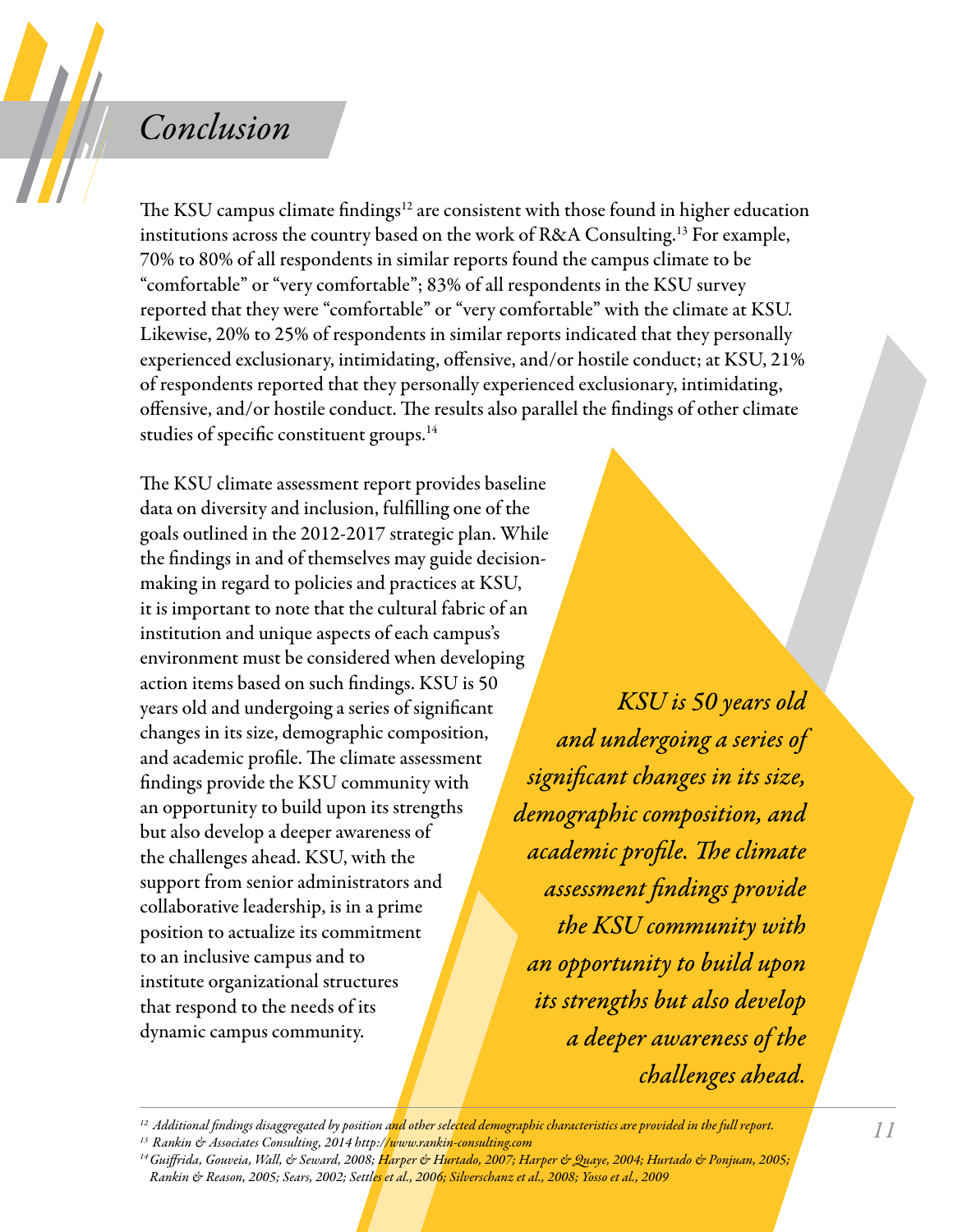# *Conclusion*

The KSU campus climate findings[12] are consistent with those found in higher education institutions across the country based on the work of R&A Consulting.[13] For example, 70% to 80% of all respondents in similar reports found the campus climate to be "comfortable" or "very comfortable"; 83% of all respondents in the KSU survey reported that they were "comfortable" or "very comfortable" with the climate at KSU. Likewise, 20% to 25% of respondents in similar reports indicated that they personally experienced exclusionary, intimidating, offensive, and/or hostile conduct; at KSU, 21% of respondents reported that they personally experienced exclusionary, intimidating, offensive, and/or hostile conduct. The results also parallel the findings of other climate studies of specific constituent groups.[14]

The KSU climate assessment report provides baseline data on diversity and inclusion, fulfilling one of the goals outlined in the 2012-2017 strategic plan. While the findings in and of themselves may guide decision-making in regard to policies and practices at KSU, it is important to note that the cultural fabric of an institution and unique aspects of each campus's environment must be considered when developing action items based on such findings. KSU is 50 years old and undergoing a series of significant changes in its size, demographic composition, and academic profile. The climate assessment findings provide the KSU community with an opportunity to build upon its strengths but also develop a deeper awareness of the challenges ahead. KSU, with the support from senior administrators and collaborative leadership, is in a prime position to actualize its commitment to an inclusive campus and to institute organizational structures that respond to the needs of its dynamic campus community.

> *KSU is 50 years old and undergoing a series of significant changes in its size, demographic composition, and academic profile. The climate assessment findings provide the KSU community with an opportunity to build upon its strengths but also develop a deeper awareness of the challenges ahead.*

---

[12] *Additional findings disaggregated by position and other selected demographic characteristics are provided in the full report.*

[13] *Rankin & Associates Consulting, 2014 http://www.rankin-consulting.com*

[14] *Guiffrida, Gouveia, Wall, & Seward, 2008; Harper & Hurtado, 2007; Harper & Quaye, 2004; Hurtado & Ponjuan, 2005; Rankin & Reason, 2005; Sears, 2002; Settles et al., 2006; Silverschanz et al., 2008; Yosso et al., 2009*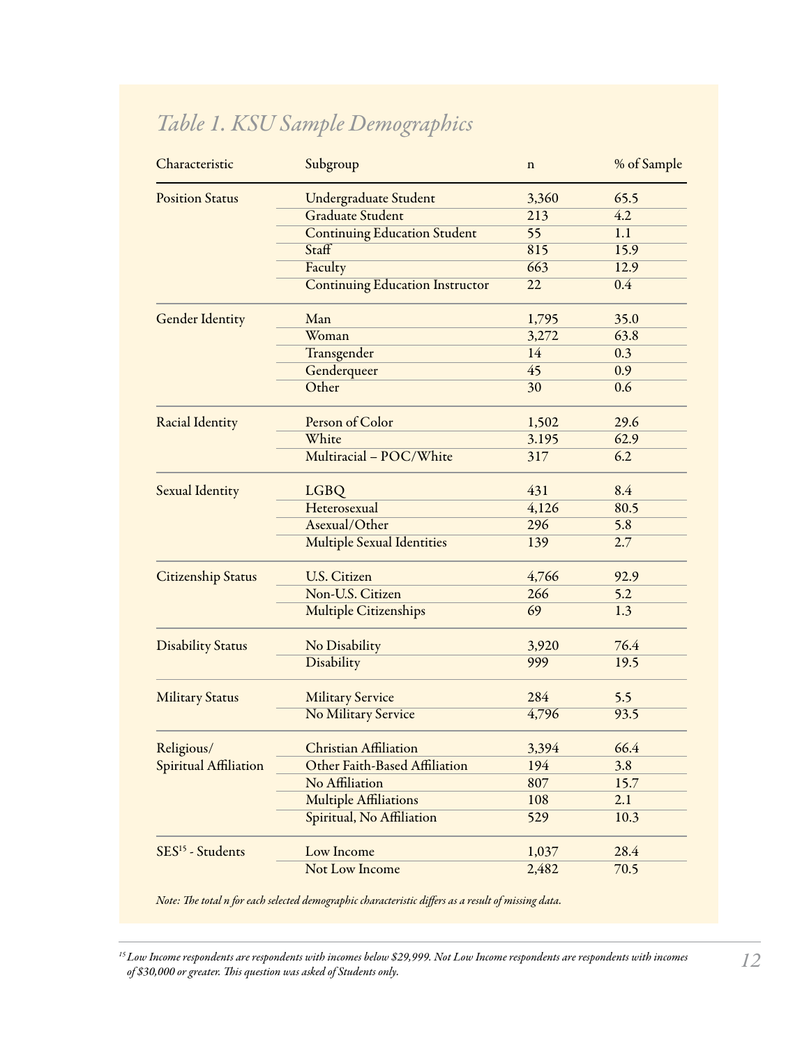### *Table 1. KSU Sample Demographics*

| Characteristic | Subgroup | n | % of Sample |
|---|---|---|---|
| Position Status | Undergraduate Student | 3,360 | 65.5 |
| | Graduate Student | 213 | 4.2 |
| | Continuing Education Student | 55 | 1.1 |
| | Staff | 815 | 15.9 |
| | Faculty | 663 | 12.9 |
| | Continuing Education Instructor | 22 | 0.4 |
| Gender Identity | Man | 1,795 | 35.0 |
| | Woman | 3,272 | 63.8 |
| | Transgender | 14 | 0.3 |
| | Genderqueer | 45 | 0.9 |
| | Other | 30 | 0.6 |
| Racial Identity | Person of Color | 1,502 | 29.6 |
| | White | 3.195 | 62.9 |
| | Multiracial – POC/White | 317 | 6.2 |
| Sexual Identity | LGBQ | 431 | 8.4 |
| | Heterosexual | 4,126 | 80.5 |
| | Asexual/Other | 296 | 5.8 |
| | Multiple Sexual Identities | 139 | 2.7 |
| Citizenship Status | U.S. Citizen | 4,766 | 92.9 |
| | Non-U.S. Citizen | 266 | 5.2 |
| | Multiple Citizenships | 69 | 1.3 |
| Disability Status | No Disability | 3,920 | 76.4 |
| | Disability | 999 | 19.5 |
| Military Status | Military Service | 284 | 5.5 |
| | No Military Service | 4,796 | 93.5 |
| Religious/ Spiritual Affiliation | Christian Affiliation | 3,394 | 66.4 |
| | Other Faith-Based Affiliation | 194 | 3.8 |
| | No Affiliation | 807 | 15.7 |
| | Multiple Affiliations | 108 | 2.1 |
| | Spiritual, No Affiliation | 529 | 10.3 |
| SES[15] - Students | Low Income | 1,037 | 28.4 |
| | Not Low Income | 2,482 | 70.5 |

*Note: The total n for each selected demographic characteristic differs as a result of missing data.*

---

*[15] Low Income respondents are respondents with incomes below $29,999. Not Low Income respondents are respondents with incomes of $30,000 or greater. This question was asked of Students only.*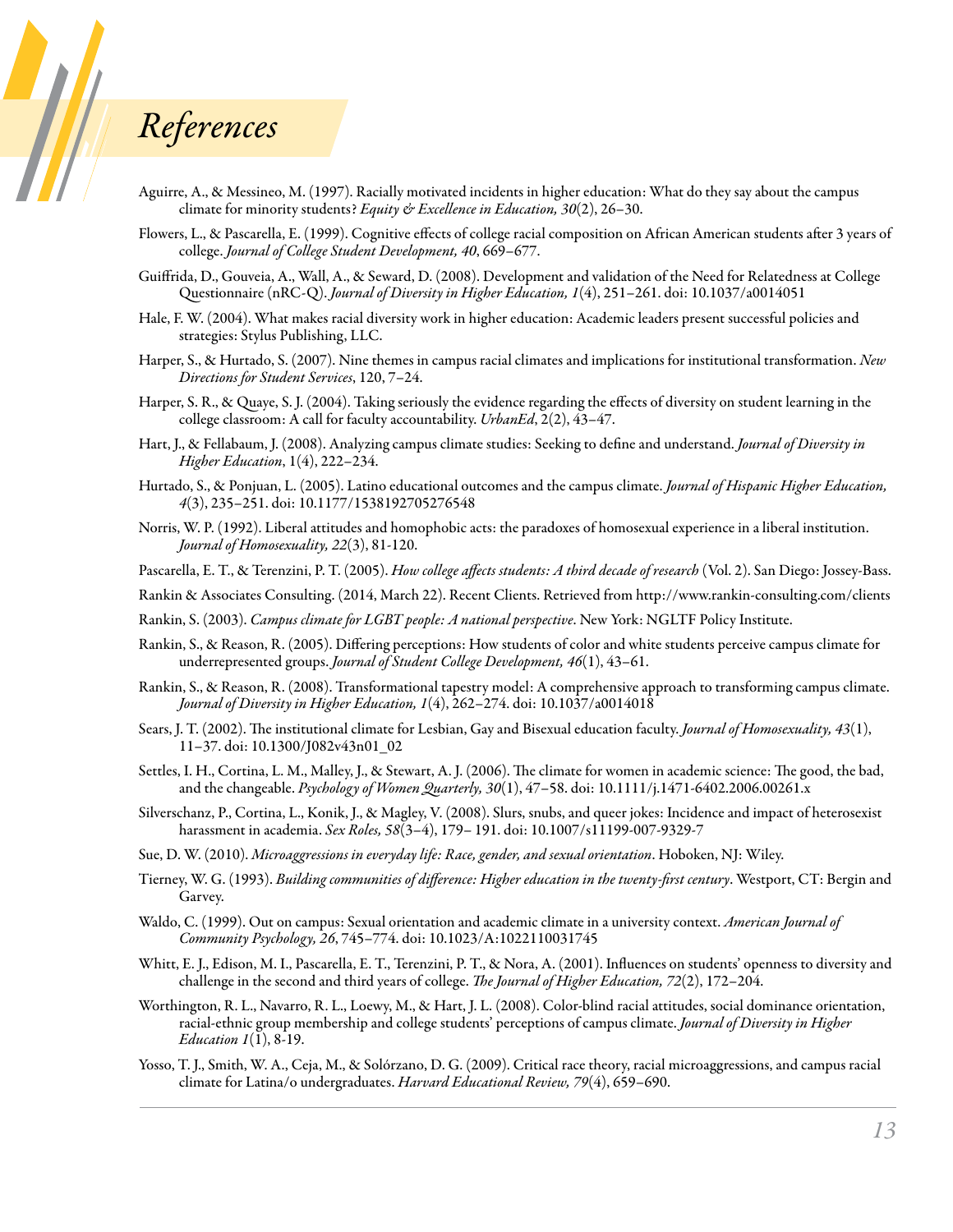# *References*

Aguirre, A., & Messineo, M. (1997). Racially motivated incidents in higher education: What do they say about the campus climate for minority students? *Equity & Excellence in Education, 30*(2), 26–30.

Flowers, L., & Pascarella, E. (1999). Cognitive effects of college racial composition on African American students after 3 years of college. *Journal of College Student Development, 40*, 669–677.

Guiffrida, D., Gouveia, A., Wall, A., & Seward, D. (2008). Development and validation of the Need for Relatedness at College Questionnaire (nRC-Q). *Journal of Diversity in Higher Education, 1*(4), 251–261. doi: 10.1037/a0014051

Hale, F. W. (2004). What makes racial diversity work in higher education: Academic leaders present successful policies and strategies: Stylus Publishing, LLC.

Harper, S., & Hurtado, S. (2007). Nine themes in campus racial climates and implications for institutional transformation. *New Directions for Student Services*, 120, 7–24.

Harper, S. R., & Quaye, S. J. (2004). Taking seriously the evidence regarding the effects of diversity on student learning in the college classroom: A call for faculty accountability. *UrbanEd*, 2(2), 43–47.

Hart, J., & Fellabaum, J. (2008). Analyzing campus climate studies: Seeking to define and understand. *Journal of Diversity in Higher Education*, 1(4), 222–234.

Hurtado, S., & Ponjuan, L. (2005). Latino educational outcomes and the campus climate. *Journal of Hispanic Higher Education, 4*(3), 235–251. doi: 10.1177/1538192705276548

Norris, W. P. (1992). Liberal attitudes and homophobic acts: the paradoxes of homosexual experience in a liberal institution. *Journal of Homosexuality, 22*(3), 81-120.

Pascarella, E. T., & Terenzini, P. T. (2005). *How college affects students: A third decade of research* (Vol. 2). San Diego: Jossey-Bass.

Rankin & Associates Consulting. (2014, March 22). Recent Clients. Retrieved from http://www.rankin-consulting.com/clients

Rankin, S. (2003). *Campus climate for LGBT people: A national perspective*. New York: NGLTF Policy Institute.

Rankin, S., & Reason, R. (2005). Differing perceptions: How students of color and white students perceive campus climate for underrepresented groups. *Journal of Student College Development, 46*(1), 43–61.

Rankin, S., & Reason, R. (2008). Transformational tapestry model: A comprehensive approach to transforming campus climate. *Journal of Diversity in Higher Education, 1*(4), 262–274. doi: 10.1037/a0014018

Sears, J. T. (2002). The institutional climate for Lesbian, Gay and Bisexual education faculty. *Journal of Homosexuality, 43*(1), 11–37. doi: 10.1300/J082v43n01_02

Settles, I. H., Cortina, L. M., Malley, J., & Stewart, A. J. (2006). The climate for women in academic science: The good, the bad, and the changeable. *Psychology of Women Quarterly, 30*(1), 47–58. doi: 10.1111/j.1471-6402.2006.00261.x

Silverschanz, P., Cortina, L., Konik, J., & Magley, V. (2008). Slurs, snubs, and queer jokes: Incidence and impact of heterosexist harassment in academia. *Sex Roles, 58*(3–4), 179– 191. doi: 10.1007/s11199-007-9329-7

Sue, D. W. (2010). *Microaggressions in everyday life: Race, gender, and sexual orientation*. Hoboken, NJ: Wiley.

Tierney, W. G. (1993). *Building communities of difference: Higher education in the twenty-first century*. Westport, CT: Bergin and Garvey.

Waldo, C. (1999). Out on campus: Sexual orientation and academic climate in a university context. *American Journal of Community Psychology, 26*, 745–774. doi: 10.1023/A:1022110031745

Whitt, E. J., Edison, M. I., Pascarella, E. T., Terenzini, P. T., & Nora, A. (2001). Influences on students' openness to diversity and challenge in the second and third years of college. *The Journal of Higher Education, 72*(2), 172–204.

Worthington, R. L., Navarro, R. L., Loewy, M., & Hart, J. L. (2008). Color-blind racial attitudes, social dominance orientation, racial-ethnic group membership and college students' perceptions of campus climate. *Journal of Diversity in Higher Education 1*(1), 8-19.

Yosso, T. J., Smith, W. A., Ceja, M., & Solórzano, D. G. (2009). Critical race theory, racial microaggressions, and campus racial climate for Latina/o undergraduates. *Harvard Educational Review, 79*(4), 659–690.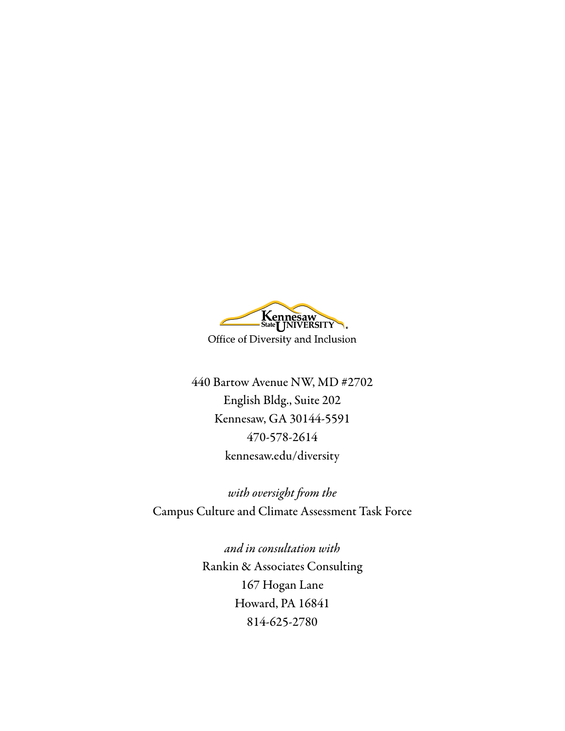Kennesaw State University

Office of Diversity and Inclusion

440 Bartow Avenue NW, MD #2702
English Bldg., Suite 202
Kennesaw, GA 30144-5591
470-578-2614
kennesaw.edu/diversity

*with oversight from the*
Campus Culture and Climate Assessment Task Force

*and in consultation with*
Rankin & Associates Consulting
167 Hogan Lane
Howard, PA 16841
814-625-2780